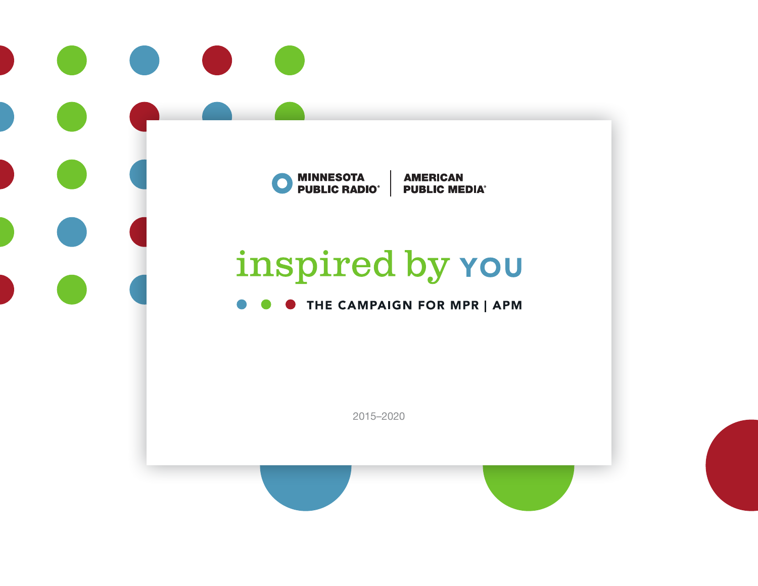MINNESOTA PUBLIC RADIO® | AMERICAN PUBLIC MEDIA®

# inspired by YOU

THE CAMPAIGN FOR MPR | APM

2015–2020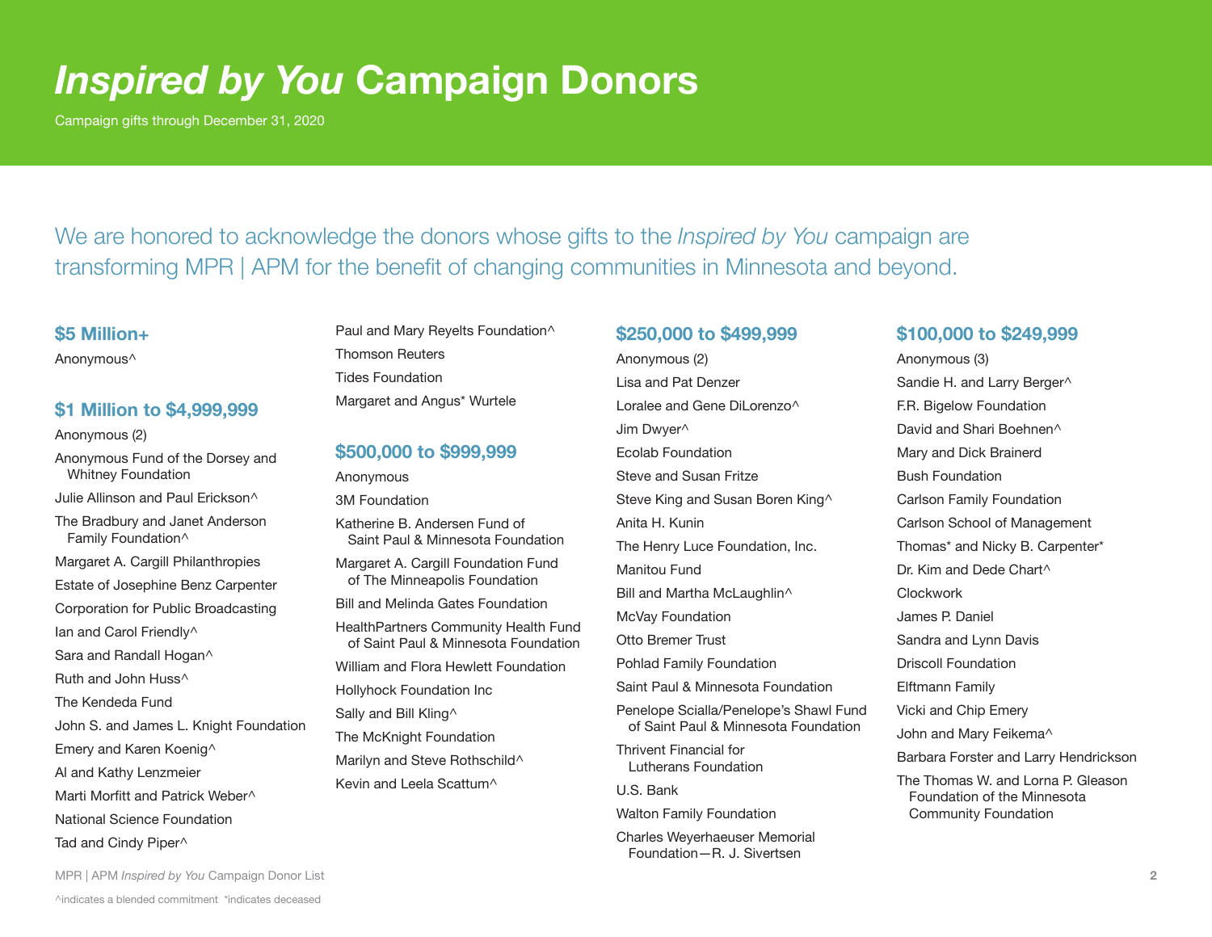# *Inspired by You* Campaign Donors

Campaign gifts through December 31, 2020

We are honored to acknowledge the donors whose gifts to the *Inspired by You* campaign are transforming MPR | APM for the benefit of changing communities in Minnesota and beyond.

## $5 Million+

Anonymous^

## $1 Million to $4,999,999

Anonymous (2)

Anonymous Fund of the Dorsey and Whitney Foundation

Julie Allinson and Paul Erickson^

The Bradbury and Janet Anderson Family Foundation^

Margaret A. Cargill Philanthropies

Estate of Josephine Benz Carpenter

Corporation for Public Broadcasting

Ian and Carol Friendly^

Sara and Randall Hogan^

Ruth and John Huss^

The Kendeda Fund

John S. and James L. Knight Foundation

Emery and Karen Koenig^

Al and Kathy Lenzmeier

Marti Morfitt and Patrick Weber^

National Science Foundation

Tad and Cindy Piper^

Paul and Mary Reyelts Foundation^

Thomson Reuters

Tides Foundation

Margaret and Angus* Wurtele

## $500,000 to $999,999

Anonymous

3M Foundation

Katherine B. Andersen Fund of Saint Paul & Minnesota Foundation

Margaret A. Cargill Foundation Fund of The Minneapolis Foundation

Bill and Melinda Gates Foundation

HealthPartners Community Health Fund of Saint Paul & Minnesota Foundation

William and Flora Hewlett Foundation

Hollyhock Foundation Inc

Sally and Bill Kling^

The McKnight Foundation

Marilyn and Steve Rothschild^

Kevin and Leela Scattum^

## $250,000 to $499,999

Anonymous (2)

Lisa and Pat Denzer

Loralee and Gene DiLorenzo^

Jim Dwyer^

Ecolab Foundation

Steve and Susan Fritze

Steve King and Susan Boren King^

Anita H. Kunin

The Henry Luce Foundation, Inc.

Manitou Fund

Bill and Martha McLaughlin^

McVay Foundation

Otto Bremer Trust

Pohlad Family Foundation

Saint Paul & Minnesota Foundation

Penelope Scialla/Penelope's Shawl Fund of Saint Paul & Minnesota Foundation

Thrivent Financial for Lutherans Foundation

U.S. Bank

Walton Family Foundation

Charles Weyerhaeuser Memorial Foundation—R. J. Sivertsen

## $100,000 to $249,999

Anonymous (3)

Sandie H. and Larry Berger^

F.R. Bigelow Foundation

David and Shari Boehnen^

Mary and Dick Brainerd

Bush Foundation

Carlson Family Foundation

Carlson School of Management

Thomas* and Nicky B. Carpenter*

Dr. Kim and Dede Chart^

Clockwork

James P. Daniel

Sandra and Lynn Davis

Driscoll Foundation

Elftmann Family

Vicki and Chip Emery

John and Mary Feikema^

Barbara Forster and Larry Hendrickson

The Thomas W. and Lorna P. Gleason Foundation of the Minnesota Community Foundation

^indicates a blended commitment *indicates deceased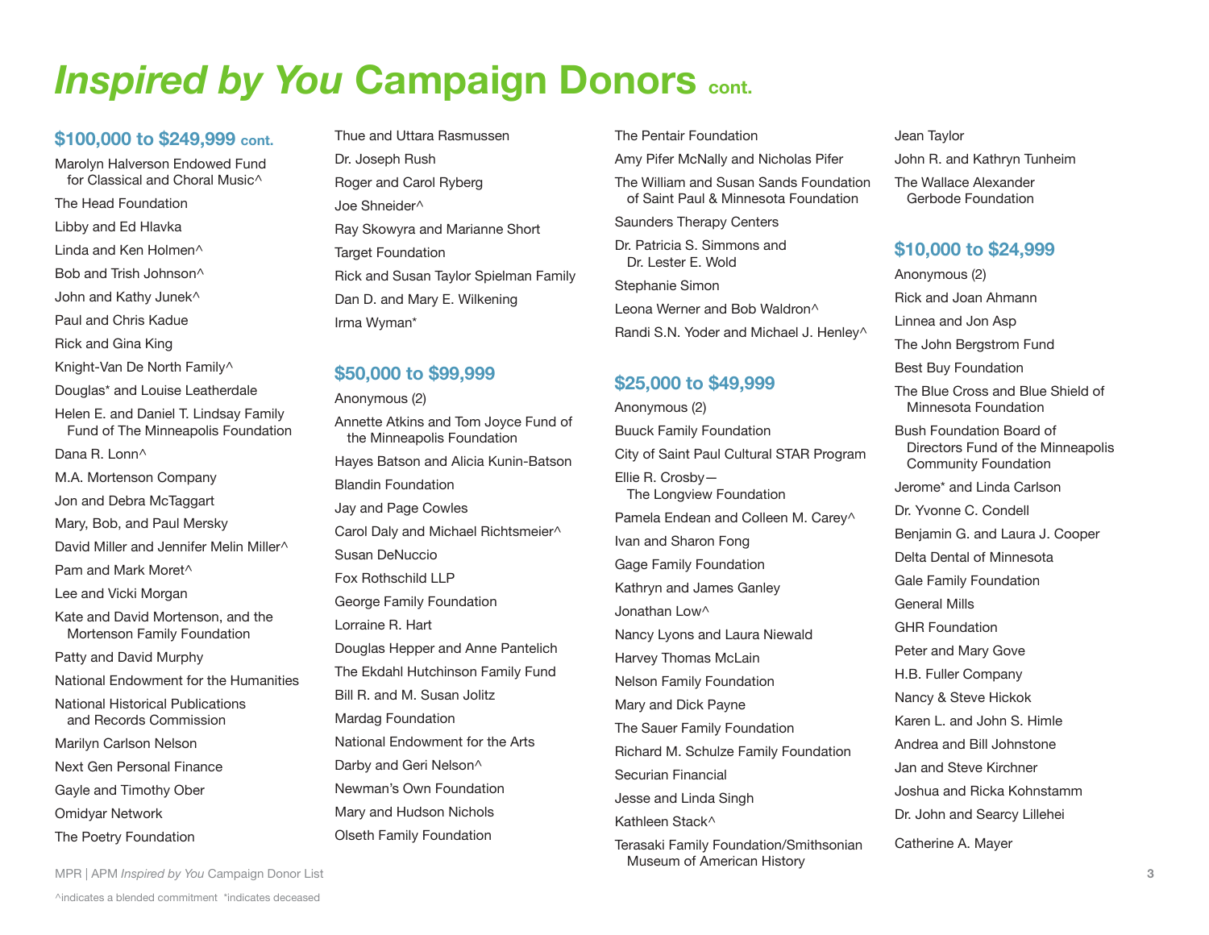# *Inspired by You* Campaign Donors cont.

## $100,000 to $249,999 cont.

Marolyn Halverson Endowed Fund for Classical and Choral Music^

The Head Foundation

Libby and Ed Hlavka

Linda and Ken Holmen^

Bob and Trish Johnson^

John and Kathy Junek^

Paul and Chris Kadue

Rick and Gina King

Knight-Van De North Family^

Douglas* and Louise Leatherdale

Helen E. and Daniel T. Lindsay Family Fund of The Minneapolis Foundation

Dana R. Lonn^

M.A. Mortenson Company

Jon and Debra McTaggart

Mary, Bob, and Paul Mersky

David Miller and Jennifer Melin Miller^

Pam and Mark Moret^

Lee and Vicki Morgan

Kate and David Mortenson, and the Mortenson Family Foundation

Patty and David Murphy

National Endowment for the Humanities

National Historical Publications and Records Commission

Marilyn Carlson Nelson

Next Gen Personal Finance

Gayle and Timothy Ober

Omidyar Network

The Poetry Foundation

Thue and Uttara Rasmussen

Dr. Joseph Rush

Roger and Carol Ryberg

Joe Shneider^

Ray Skowyra and Marianne Short

Target Foundation

Rick and Susan Taylor Spielman Family

Dan D. and Mary E. Wilkening

Irma Wyman*

## $50,000 to $99,999

Anonymous (2)

Annette Atkins and Tom Joyce Fund of the Minneapolis Foundation

Hayes Batson and Alicia Kunin-Batson

Blandin Foundation

Jay and Page Cowles

Carol Daly and Michael Richtsmeier^

Susan DeNuccio

Fox Rothschild LLP

George Family Foundation

Lorraine R. Hart

Douglas Hepper and Anne Pantelich

The Ekdahl Hutchinson Family Fund

Bill R. and M. Susan Jolitz

Mardag Foundation

National Endowment for the Arts

Darby and Geri Nelson^

Newman's Own Foundation

Mary and Hudson Nichols

Olseth Family Foundation

The Pentair Foundation

Amy Pifer McNally and Nicholas Pifer

The William and Susan Sands Foundation of Saint Paul & Minnesota Foundation

Saunders Therapy Centers

Dr. Patricia S. Simmons and Dr. Lester E. Wold

Stephanie Simon

Leona Werner and Bob Waldron^

Randi S.N. Yoder and Michael J. Henley^

## $25,000 to $49,999

Anonymous (2)

Buuck Family Foundation

City of Saint Paul Cultural STAR Program

Ellie R. Crosby—The Longview Foundation

Pamela Endean and Colleen M. Carey^

Ivan and Sharon Fong

Gage Family Foundation

Kathryn and James Ganley

Jonathan Low^

Nancy Lyons and Laura Niewald

Harvey Thomas McLain

Nelson Family Foundation

Mary and Dick Payne

The Sauer Family Foundation

Richard M. Schulze Family Foundation

Securian Financial

Jesse and Linda Singh

Kathleen Stack^

Terasaki Family Foundation/Smithsonian Museum of American History

Jean Taylor

John R. and Kathryn Tunheim

The Wallace Alexander Gerbode Foundation

## $10,000 to $24,999

Anonymous (2)

Rick and Joan Ahmann

Linnea and Jon Asp

The John Bergstrom Fund

Best Buy Foundation

The Blue Cross and Blue Shield of Minnesota Foundation

Bush Foundation Board of Directors Fund of the Minneapolis Community Foundation

Jerome* and Linda Carlson

Dr. Yvonne C. Condell

Benjamin G. and Laura J. Cooper

Delta Dental of Minnesota

Gale Family Foundation

General Mills

GHR Foundation

Peter and Mary Gove

H.B. Fuller Company

Nancy & Steve Hickok

Karen L. and John S. Himle

Andrea and Bill Johnstone

Jan and Steve Kirchner

Joshua and Ricka Kohnstamm

Dr. John and Searcy Lillehei

Catherine A. Mayer

^indicates a blended commitment *indicates deceased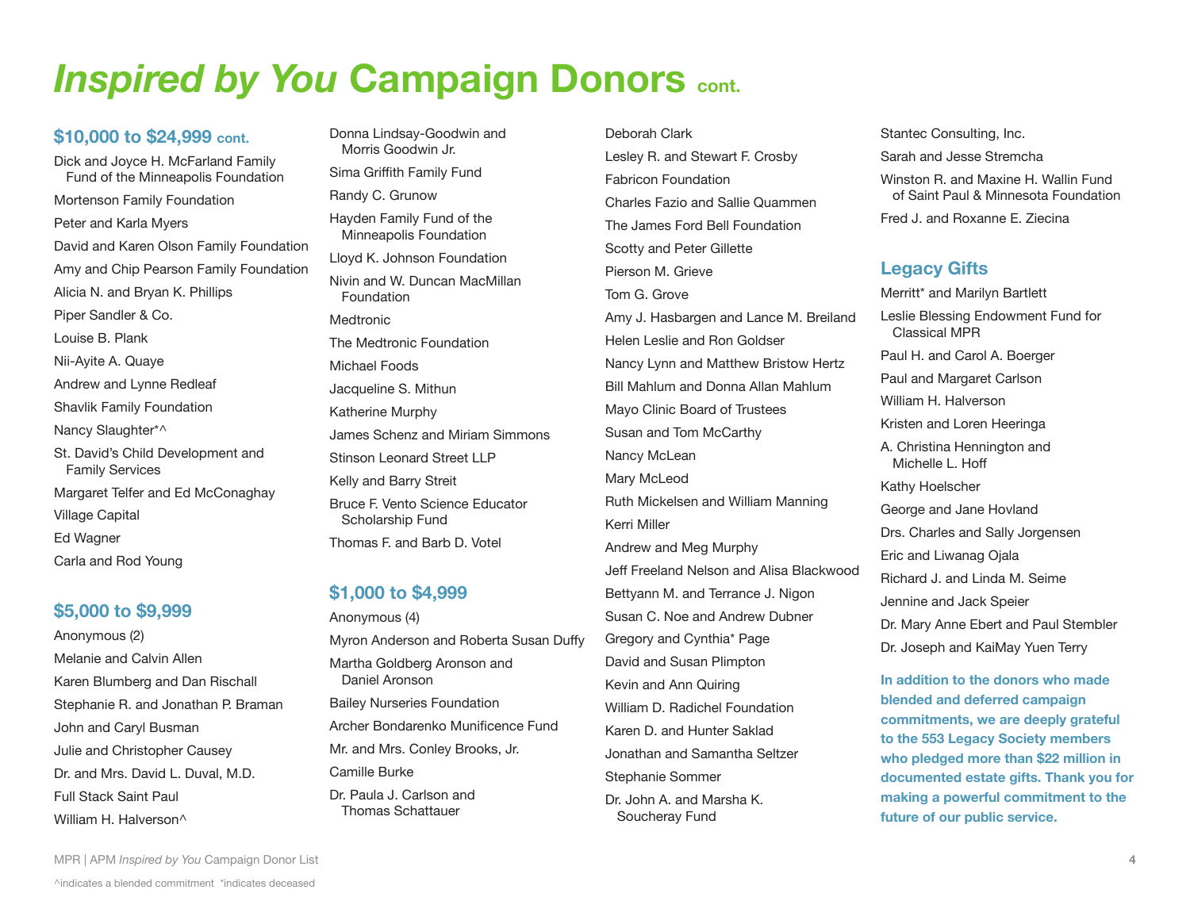# *Inspired by You* Campaign Donors cont.

## $10,000 to $24,999 cont.

Dick and Joyce H. McFarland Family Fund of the Minneapolis Foundation

Mortenson Family Foundation

Peter and Karla Myers

David and Karen Olson Family Foundation

Amy and Chip Pearson Family Foundation

Alicia N. and Bryan K. Phillips

Piper Sandler & Co.

Louise B. Plank

Nii-Ayite A. Quaye

Andrew and Lynne Redleaf

Shavlik Family Foundation

Nancy Slaughter*^

St. David's Child Development and Family Services

Margaret Telfer and Ed McConaghay

Village Capital

Ed Wagner

Carla and Rod Young

## $5,000 to $9,999

Anonymous (2)

Melanie and Calvin Allen

Karen Blumberg and Dan Rischall

Stephanie R. and Jonathan P. Braman

John and Caryl Busman

Julie and Christopher Causey

Dr. and Mrs. David L. Duval, M.D.

Full Stack Saint Paul

William H. Halverson^

Donna Lindsay-Goodwin and Morris Goodwin Jr.

Sima Griffith Family Fund

Randy C. Grunow

Hayden Family Fund of the Minneapolis Foundation

Lloyd K. Johnson Foundation

Nivin and W. Duncan MacMillan Foundation

Medtronic

The Medtronic Foundation

Michael Foods

Jacqueline S. Mithun

Katherine Murphy

James Schenz and Miriam Simmons

Stinson Leonard Street LLP

Kelly and Barry Streit

Bruce F. Vento Science Educator Scholarship Fund

Thomas F. and Barb D. Votel

## $1,000 to $4,999

Anonymous (4)

Myron Anderson and Roberta Susan Duffy

Martha Goldberg Aronson and Daniel Aronson

Bailey Nurseries Foundation

Archer Bondarenko Munificence Fund

Mr. and Mrs. Conley Brooks, Jr.

Camille Burke

Dr. Paula J. Carlson and Thomas Schattauer

Deborah Clark

Lesley R. and Stewart F. Crosby

Fabricon Foundation

Charles Fazio and Sallie Quammen

The James Ford Bell Foundation

Scotty and Peter Gillette

Pierson M. Grieve

Tom G. Grove

Amy J. Hasbargen and Lance M. Breiland

Helen Leslie and Ron Goldser

Nancy Lynn and Matthew Bristow Hertz

Bill Mahlum and Donna Allan Mahlum

Mayo Clinic Board of Trustees

Susan and Tom McCarthy

Nancy McLean

Mary McLeod

Ruth Mickelsen and William Manning

Kerri Miller

Andrew and Meg Murphy

Jeff Freeland Nelson and Alisa Blackwood

Bettyann M. and Terrance J. Nigon

Susan C. Noe and Andrew Dubner

Gregory and Cynthia* Page

David and Susan Plimpton

Kevin and Ann Quiring

William D. Radichel Foundation

Karen D. and Hunter Saklad

Jonathan and Samantha Seltzer

Stephanie Sommer

Dr. John A. and Marsha K. Soucheray Fund

Stantec Consulting, Inc.

Sarah and Jesse Stremcha

Winston R. and Maxine H. Wallin Fund of Saint Paul & Minnesota Foundation

Fred J. and Roxanne E. Ziecina

## Legacy Gifts

Merritt* and Marilyn Bartlett

Leslie Blessing Endowment Fund for Classical MPR

Paul H. and Carol A. Boerger

Paul and Margaret Carlson

William H. Halverson

Kristen and Loren Heeringa

A. Christina Hennington and Michelle L. Hoff

Kathy Hoelscher

George and Jane Hovland

Drs. Charles and Sally Jorgensen

Eric and Liwanag Ojala

Richard J. and Linda M. Seime

Jennine and Jack Speier

Dr. Mary Anne Ebert and Paul Stembler

Dr. Joseph and KaiMay Yuen Terry

**In addition to the donors who made blended and deferred campaign commitments, we are deeply grateful to the 553 Legacy Society members who pledged more than $22 million in documented estate gifts. Thank you for making a powerful commitment to the future of our public service.**

^indicates a blended commitment *indicates deceased